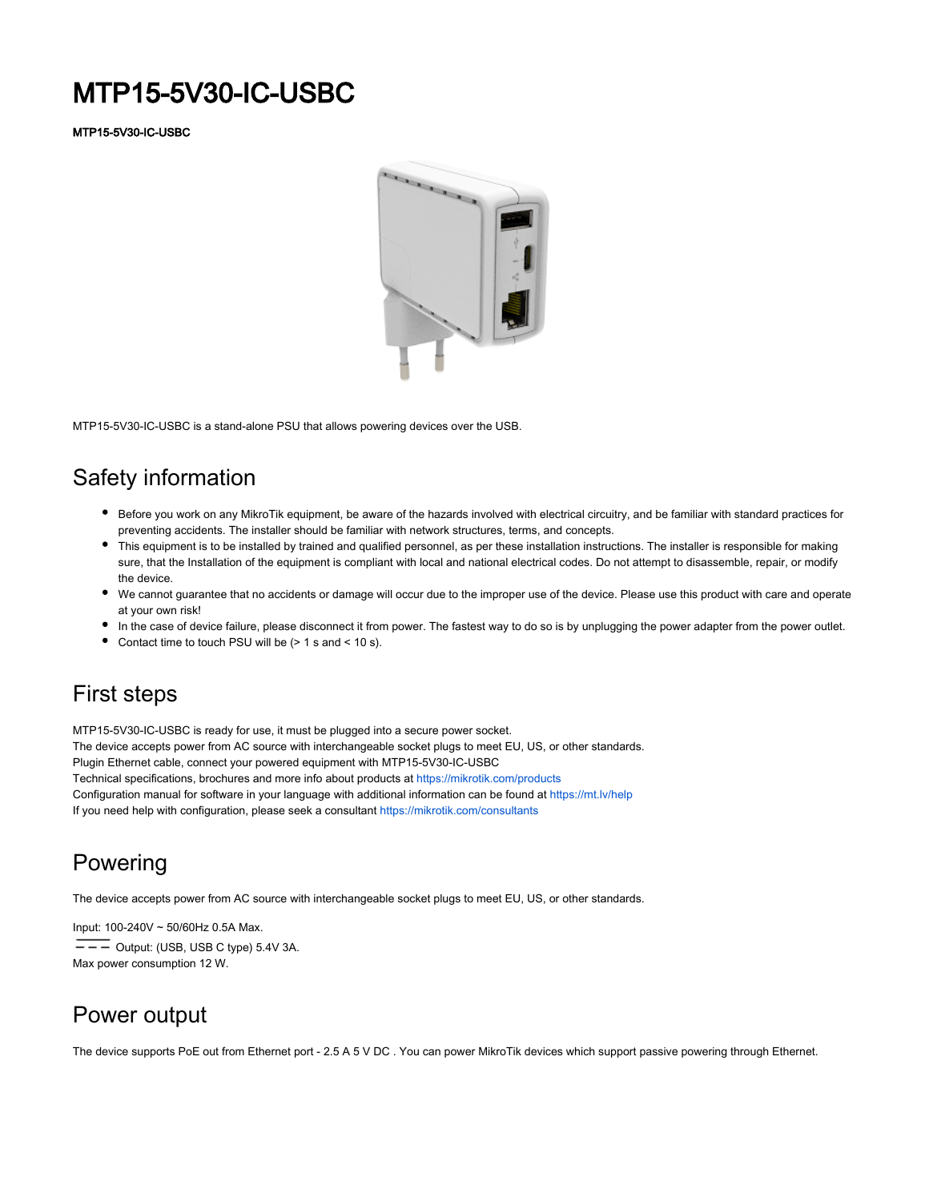# MTP15-5V30-IC-USBC

**MTP15-5V30-IC-USBC**

MTP15-5V30-IC-USBC is a stand-alone PSU that allows powering devices over the USB.

## Safety information

- Before you work on any MikroTik equipment, be aware of the hazards involved with electrical circuitry, and be familiar with standard practices for preventing accidents. The installer should be familiar with network structures, terms, and concepts.
- This equipment is to be installed by trained and qualified personnel, as per these installation instructions. The installer is responsible for making sure, that the Installation of the equipment is compliant with local and national electrical codes. Do not attempt to disassemble, repair, or modify the device.
- We cannot guarantee that no accidents or damage will occur due to the improper use of the device. Please use this product with care and operate at your own risk!
- In the case of device failure, please disconnect it from power. The fastest way to do so is by unplugging the power adapter from the power outlet.
- Contact time to touch PSU will be (> 1 s and < 10 s).

## First steps

MTP15-5V30-IC-USBC is ready for use, it must be plugged into a secure power socket.
The device accepts power from AC source with interchangeable socket plugs to meet EU, US, or other standards.
Plugin Ethernet cable, connect your powered equipment with MTP15-5V30-IC-USBC
Technical specifications, brochures and more info about products at https://mikrotik.com/products
Configuration manual for software in your language with additional information can be found at https://mt.lv/help
If you need help with configuration, please seek a consultant https://mikrotik.com/consultants

## Powering

The device accepts power from AC source with interchangeable socket plugs to meet EU, US, or other standards.

Input: 100-240V ~ 50/60Hz 0.5A Max.
⎓ Output: (USB, USB C type) 5.4V 3A.
Max power consumption 12 W.

## Power output

The device supports PoE out from Ethernet port - 2.5 A 5 V DC . You can power MikroTik devices which support passive powering through Ethernet.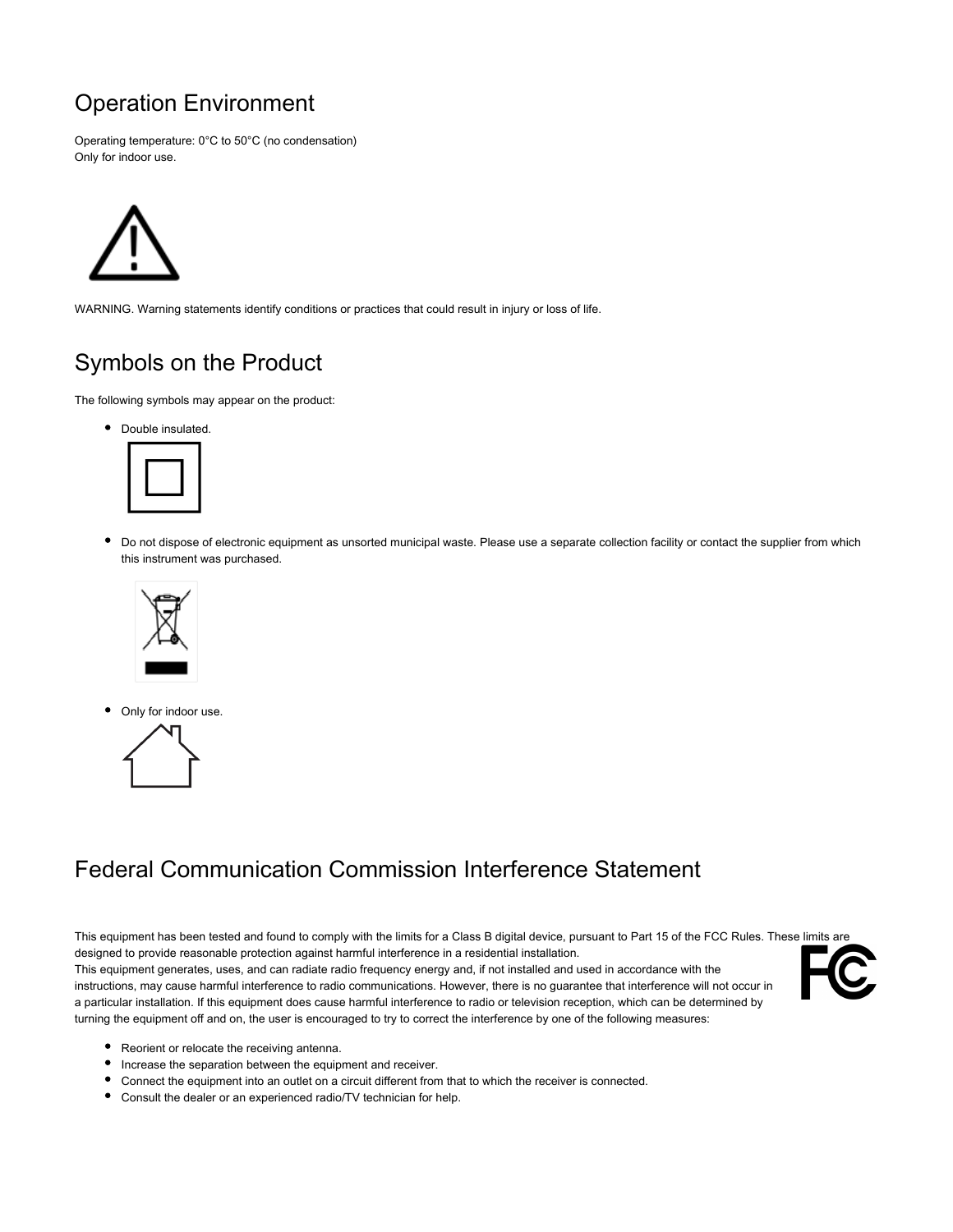## Operation Environment

Operating temperature: 0°C to 50°C (no condensation)
Only for indoor use.

WARNING. Warning statements identify conditions or practices that could result in injury or loss of life.

## Symbols on the Product

The following symbols may appear on the product:

- Double insulated.
- Do not dispose of electronic equipment as unsorted municipal waste. Please use a separate collection facility or contact the supplier from which this instrument was purchased.
- Only for indoor use.

## Federal Communication Commission Interference Statement

This equipment has been tested and found to comply with the limits for a Class B digital device, pursuant to Part 15 of the FCC Rules. These limits are designed to provide reasonable protection against harmful interference in a residential installation.
This equipment generates, uses, and can radiate radio frequency energy and, if not installed and used in accordance with the instructions, may cause harmful interference to radio communications. However, there is no guarantee that interference will not occur in a particular installation. If this equipment does cause harmful interference to radio or television reception, which can be determined by turning the equipment off and on, the user is encouraged to try to correct the interference by one of the following measures:

- Reorient or relocate the receiving antenna.
- Increase the separation between the equipment and receiver.
- Connect the equipment into an outlet on a circuit different from that to which the receiver is connected.
- Consult the dealer or an experienced radio/TV technician for help.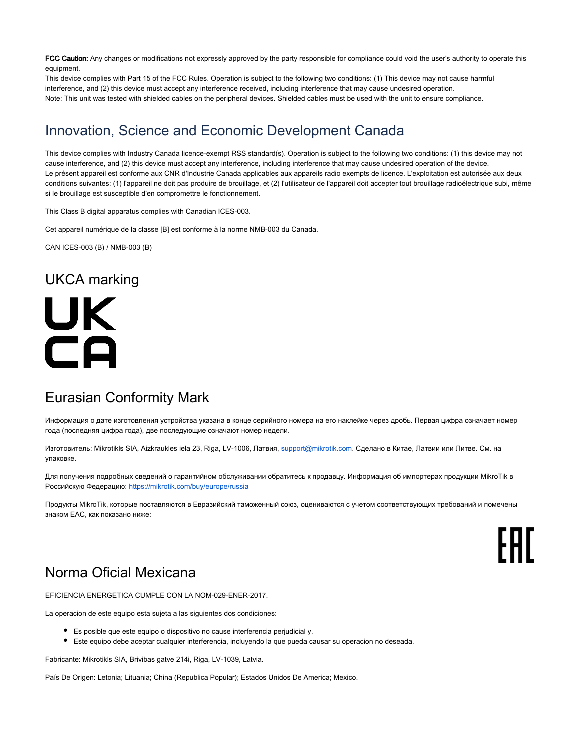**FCC Caution:** Any changes or modifications not expressly approved by the party responsible for compliance could void the user's authority to operate this equipment.

This device complies with Part 15 of the FCC Rules. Operation is subject to the following two conditions: (1) This device may not cause harmful interference, and (2) this device must accept any interference received, including interference that may cause undesired operation.

Note: This unit was tested with shielded cables on the peripheral devices. Shielded cables must be used with the unit to ensure compliance.

## Innovation, Science and Economic Development Canada

This device complies with Industry Canada licence-exempt RSS standard(s). Operation is subject to the following two conditions: (1) this device may not cause interference, and (2) this device must accept any interference, including interference that may cause undesired operation of the device.

Le présent appareil est conforme aux CNR d'Industrie Canada applicables aux appareils radio exempts de licence. L'exploitation est autorisée aux deux conditions suivantes: (1) l'appareil ne doit pas produire de brouillage, et (2) l'utilisateur de l'appareil doit accepter tout brouillage radioélectrique subi, même si le brouillage est susceptible d'en compromettre le fonctionnement.

This Class B digital apparatus complies with Canadian ICES-003.

Cet appareil numérique de la classe [B] est conforme à la norme NMB-003 du Canada.

CAN ICES-003 (B) / NMB-003 (B)

## UKCA marking

UK
CA

## Eurasian Conformity Mark

Информация о дате изготовления устройства указана в конце серийного номера на его наклейке через дробь. Первая цифра означает номер года (последняя цифра года), две последующие означают номер недели.

Изготовитель: Mikrotikls SIA, Aizkraukles iela 23, Riga, LV-1006, Латвия, support@mikrotik.com. Сделано в Китае, Латвии или Литве. См. на упаковке.

Для получения подробных сведений о гарантийном обслуживании обратитесь к продавцу. Информация об импортерах продукции MikroTik в Российскую Федерацию: https://mikrotik.com/buy/europe/russia

Продукты MikroTik, которые поставляются в Евразийский таможенный союз, оцениваются с учетом соответствующих требований и помечены знаком EAC, как показано ниже:

EAC

## Norma Oficial Mexicana

EFICIENCIA ENERGETICA CUMPLE CON LA NOM-029-ENER-2017.

La operacion de este equipo esta sujeta a las siguientes dos condiciones:

- Es posible que este equipo o dispositivo no cause interferencia perjudicial y.
- Este equipo debe aceptar cualquier interferencia, incluyendo la que pueda causar su operacion no deseada.

Fabricante: Mikrotikls SIA, Brivibas gatve 214i, Riga, LV-1039, Latvia.

País De Origen: Letonia; Lituania; China (Republica Popular); Estados Unidos De America; Mexico.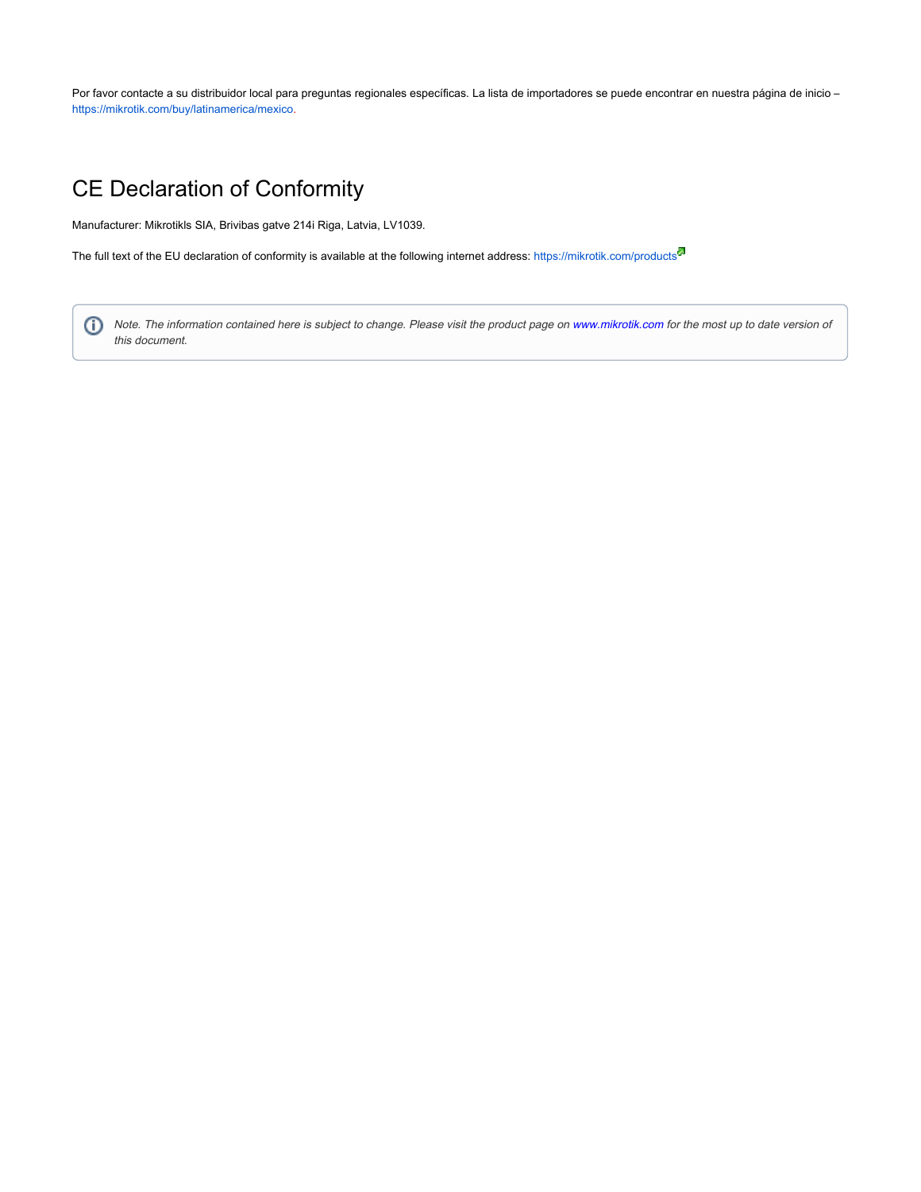Por favor contacte a su distribuidor local para preguntas regionales específicas. La lista de importadores se puede encontrar en nuestra página de inicio – https://mikrotik.com/buy/latinamerica/mexico.

# CE Declaration of Conformity

Manufacturer: Mikrotikls SIA, Brivibas gatve 214i Riga, Latvia, LV1039.

The full text of the EU declaration of conformity is available at the following internet address: https://mikrotik.com/products

*Note. The information contained here is subject to change. Please visit the product page on www.mikrotik.com for the most up to date version of this document.*